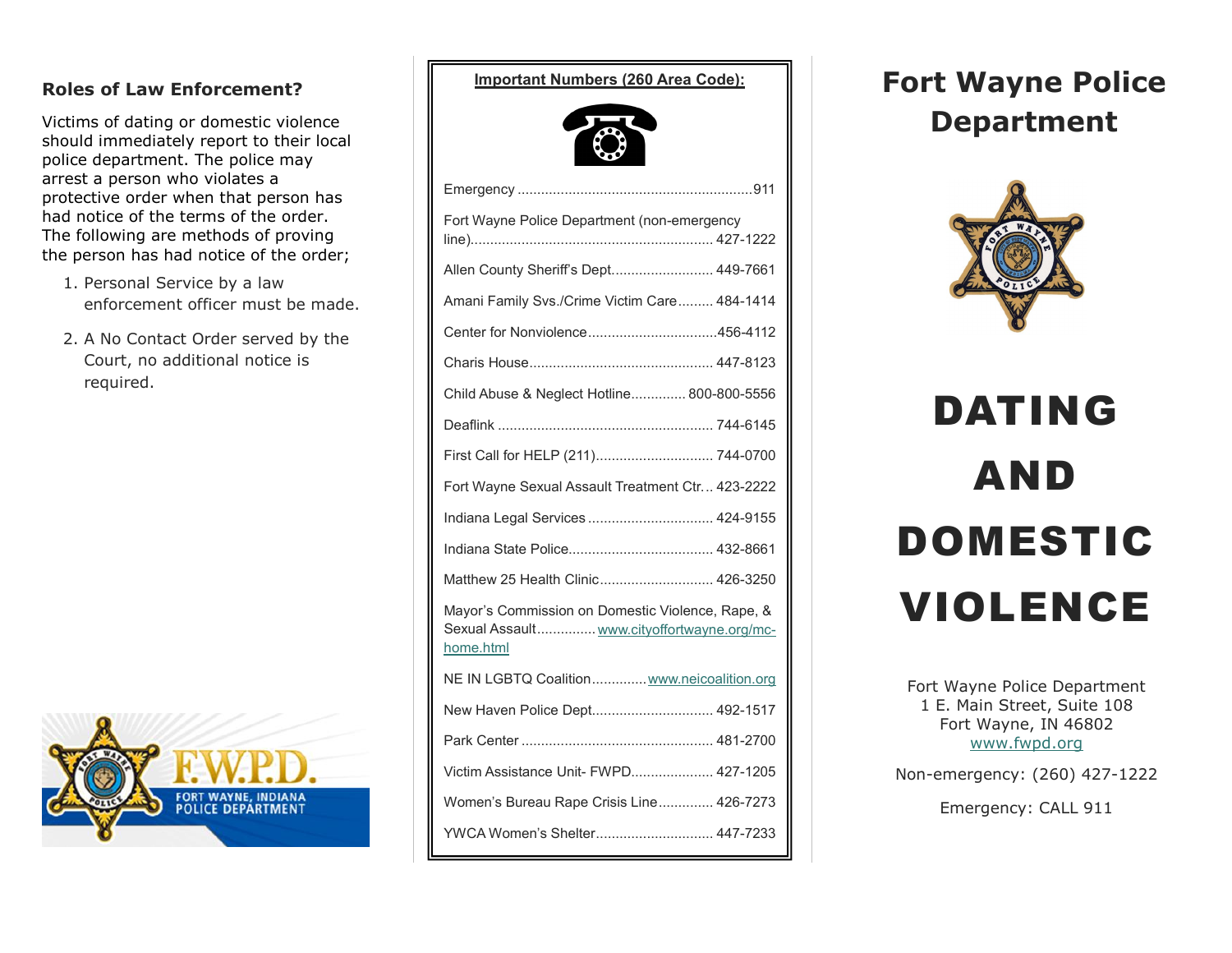## Roles of Law Enforcement?

Victims of dating or domestic violence should immediately report to their local police department. The police may arrest a person who violates a protective order when that person has had notice of the terms of the order. The following are methods of proving the person has had notice of the order;

1. Personal Service by a law enforcement officer must be made.
2. A No Contact Order served by the Court, no additional notice is required.

FORT WAYNE, INDIANA POLICE DEPARTMENT

**Important Numbers (260 Area Code):**

| Name | Number |
|---|---|
| Emergency | 911 |
| Fort Wayne Police Department (non-emergency line) | 427-1222 |
| Allen County Sheriff's Dept. | 449-7661 |
| Amani Family Svs./Crime Victim Care | 484-1414 |
| Center for Nonviolence | 456-4112 |
| Charis House | 447-8123 |
| Child Abuse & Neglect Hotline | 800-800-5556 |
| Deaflink | 744-6145 |
| First Call for HELP (211) | 744-0700 |
| Fort Wayne Sexual Assault Treatment Ctr. | 423-2222 |
| Indiana Legal Services | 424-9155 |
| Indiana State Police | 432-8661 |
| Matthew 25 Health Clinic | 426-3250 |
| Mayor's Commission on Domestic Violence, Rape, & Sexual Assault | www.cityoffortwayne.org/mc-home.html |
| NE IN LGBTQ Coalition | www.neicoalition.org |
| New Haven Police Dept. | 492-1517 |
| Park Center | 481-2700 |
| Victim Assistance Unit- FWPD | 427-1205 |
| Women's Bureau Rape Crisis Line | 426-7273 |
| YWCA Women's Shelter | 447-7233 |

# Fort Wayne Police Department

# DATING AND DOMESTIC VIOLENCE

Fort Wayne Police Department
1 E. Main Street, Suite 108
Fort Wayne, IN 46802
www.fwpd.org

Non-emergency: (260) 427-1222

Emergency: CALL 911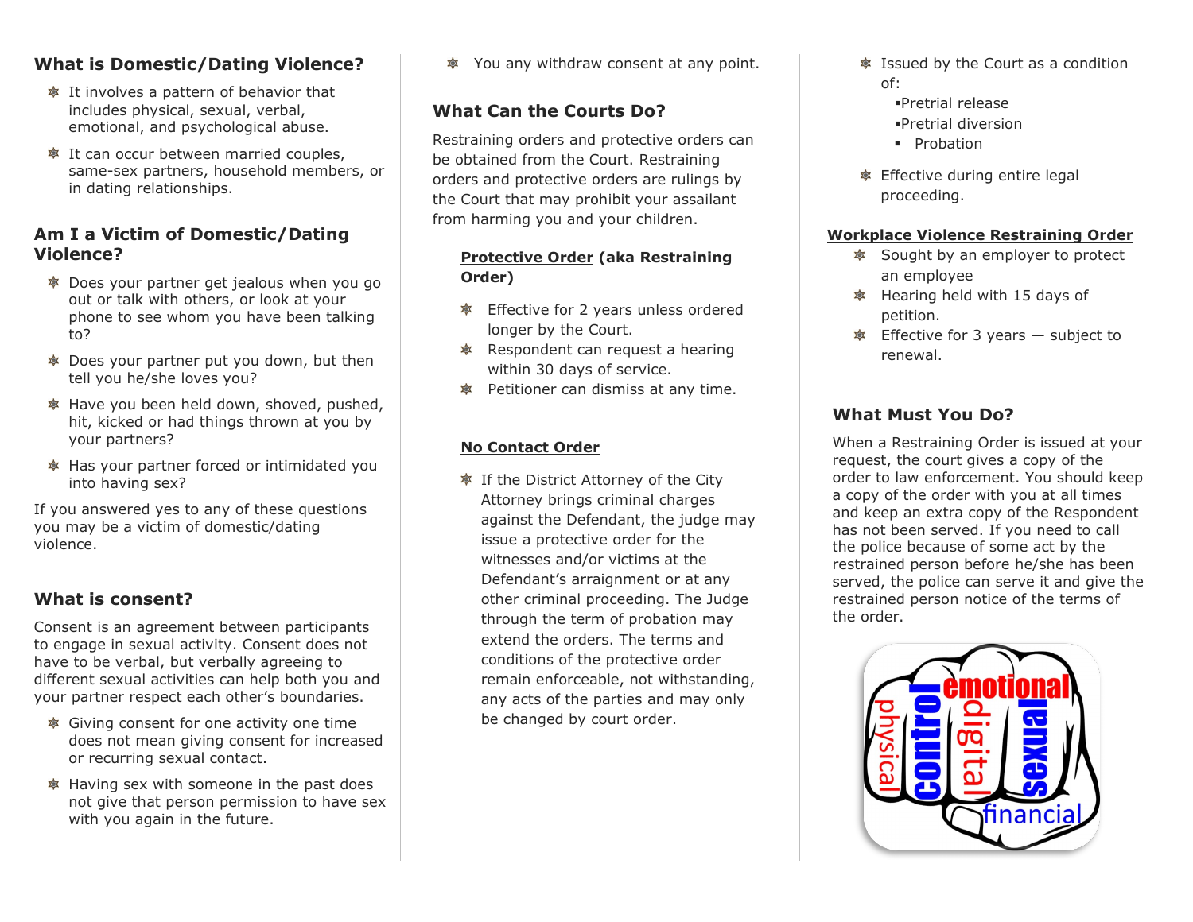## What is Domestic/Dating Violence?

- It involves a pattern of behavior that includes physical, sexual, verbal, emotional, and psychological abuse.
- It can occur between married couples, same-sex partners, household members, or in dating relationships.

## Am I a Victim of Domestic/Dating Violence?

- Does your partner get jealous when you go out or talk with others, or look at your phone to see whom you have been talking to?
- Does your partner put you down, but then tell you he/she loves you?
- Have you been held down, shoved, pushed, hit, kicked or had things thrown at you by your partners?
- Has your partner forced or intimidated you into having sex?

If you answered yes to any of these questions you may be a victim of domestic/dating violence.

## What is consent?

Consent is an agreement between participants to engage in sexual activity. Consent does not have to be verbal, but verbally agreeing to different sexual activities can help both you and your partner respect each other's boundaries.

- Giving consent for one activity one time does not mean giving consent for increased or recurring sexual contact.
- Having sex with someone in the past does not give that person permission to have sex with you again in the future.
- You any withdraw consent at any point.

## What Can the Courts Do?

Restraining orders and protective orders can be obtained from the Court. Restraining orders and protective orders are rulings by the Court that may prohibit your assailant from harming you and your children.

### **Protective Order** (aka Restraining Order)

- Effective for 2 years unless ordered longer by the Court.
- Respondent can request a hearing within 30 days of service.
- Petitioner can dismiss at any time.

### **No Contact Order**

- If the District Attorney of the City Attorney brings criminal charges against the Defendant, the judge may issue a protective order for the witnesses and/or victims at the Defendant's arraignment or at any other criminal proceeding. The Judge through the term of probation may extend the orders. The terms and conditions of the protective order remain enforceable, not withstanding, any acts of the parties and may only be changed by court order.
- Issued by the Court as a condition of:
  - Pretrial release
  - Pretrial diversion
  - Probation
- Effective during entire legal proceeding.

### **Workplace Violence Restraining Order**

- Sought by an employer to protect an employee
- Hearing held with 15 days of petition.
- Effective for 3 years — subject to renewal.

## What Must You Do?

When a Restraining Order is issued at your request, the court gives a copy of the order to law enforcement. You should keep a copy of the order with you at all times and keep an extra copy of the Respondent has not been served. If you need to call the police because of some act by the restrained person before he/she has been served, the police can serve it and give the restrained person notice of the terms of the order.

physical
control
emotional
digital
sexual
financial